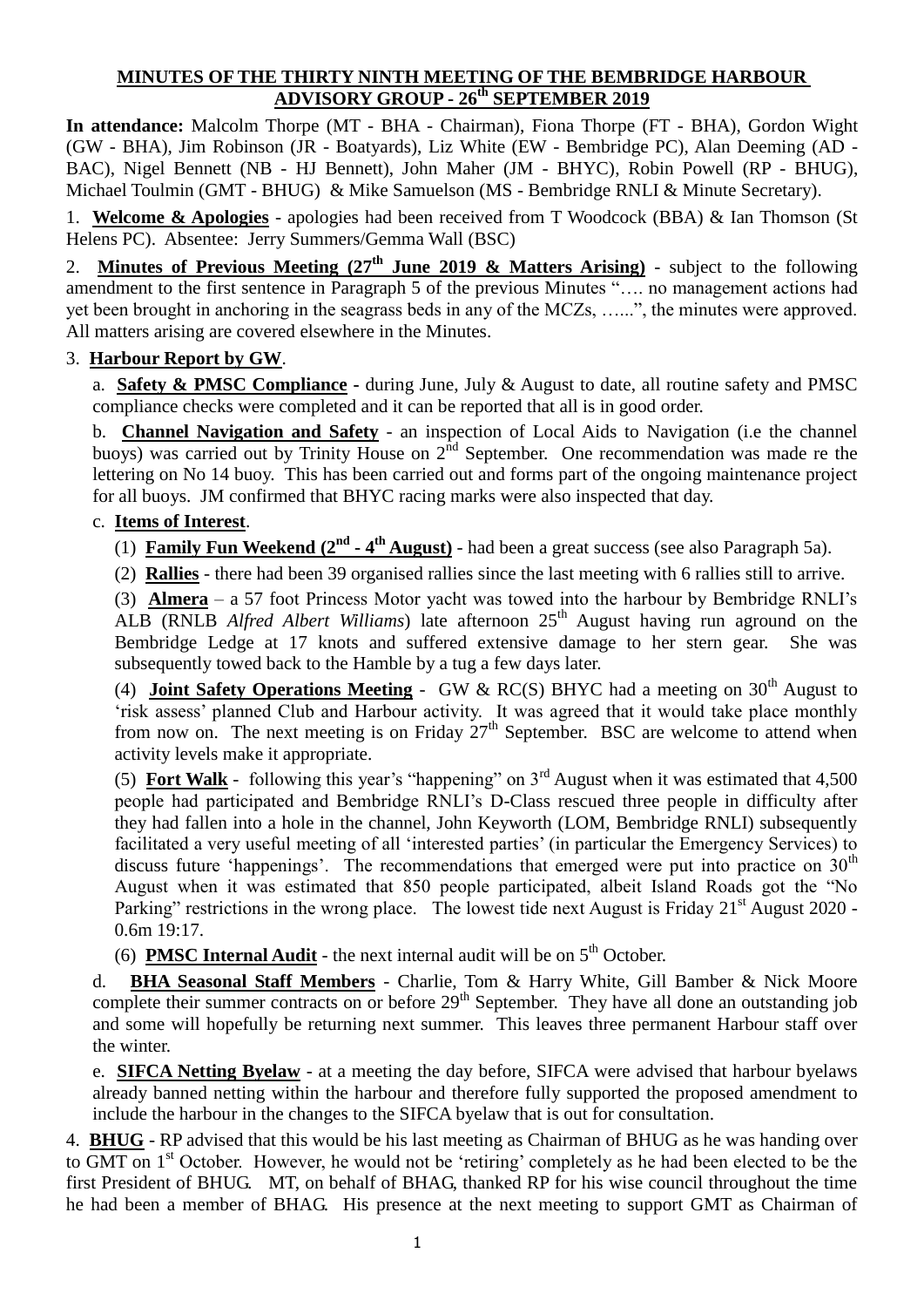**MINUTES OF THE THIRTY NINTH MEETING OF THE BEMBRIDGE HARBOUR ADVISORY GROUP - 26th SEPTEMBER 2019**

**In attendance:** Malcolm Thorpe (MT - BHA - Chairman), Fiona Thorpe (FT - BHA), Gordon Wight (GW - BHA), Jim Robinson (JR - Boatyards), Liz White (EW - Bembridge PC), Alan Deeming (AD - BAC), Nigel Bennett (NB - HJ Bennett), John Maher (JM - BHYC), Robin Powell (RP - BHUG), Michael Toulmin (GMT - BHUG) & Mike Samuelson (MS - Bembridge RNLI & Minute Secretary).

1. **Welcome & Apologies** - apologies had been received from T Woodcock (BBA) & Ian Thomson (St Helens PC). Absentee: Jerry Summers/Gemma Wall (BSC)

2. **Minutes of Previous Meeting (27th June 2019 & Matters Arising)** - subject to the following amendment to the first sentence in Paragraph 5 of the previous Minutes "…. no management actions had yet been brought in anchoring in the seagrass beds in any of the MCZs, …...", the minutes were approved. All matters arising are covered elsewhere in the Minutes.

3. **Harbour Report by GW**.

a. **Safety & PMSC Compliance** - during June, July & August to date, all routine safety and PMSC compliance checks were completed and it can be reported that all is in good order.

b. **Channel Navigation and Safety** - an inspection of Local Aids to Navigation (i.e the channel buoys) was carried out by Trinity House on 2nd September. One recommendation was made re the lettering on No 14 buoy. This has been carried out and forms part of the ongoing maintenance project for all buoys. JM confirmed that BHYC racing marks were also inspected that day.

c. **Items of Interest**.

(1) **Family Fun Weekend (2nd - 4th August)** - had been a great success (see also Paragraph 5a).

(2) **Rallies** - there had been 39 organised rallies since the last meeting with 6 rallies still to arrive.

(3) **Almera** – a 57 foot Princess Motor yacht was towed into the harbour by Bembridge RNLI's ALB (RNLB *Alfred Albert Williams*) late afternoon 25th August having run aground on the Bembridge Ledge at 17 knots and suffered extensive damage to her stern gear. She was subsequently towed back to the Hamble by a tug a few days later.

(4) **Joint Safety Operations Meeting** - GW & RC(S) BHYC had a meeting on 30th August to 'risk assess' planned Club and Harbour activity. It was agreed that it would take place monthly from now on. The next meeting is on Friday 27th September. BSC are welcome to attend when activity levels make it appropriate.

(5) **Fort Walk** - following this year's "happening" on 3rd August when it was estimated that 4,500 people had participated and Bembridge RNLI's D-Class rescued three people in difficulty after they had fallen into a hole in the channel, John Keyworth (LOM, Bembridge RNLI) subsequently facilitated a very useful meeting of all 'interested parties' (in particular the Emergency Services) to discuss future 'happenings'. The recommendations that emerged were put into practice on 30th August when it was estimated that 850 people participated, albeit Island Roads got the "No Parking" restrictions in the wrong place. The lowest tide next August is Friday 21st August 2020 - 0.6m 19:17.

(6) **PMSC Internal Audit** - the next internal audit will be on 5th October.

d. **BHA Seasonal Staff Members** - Charlie, Tom & Harry White, Gill Bamber & Nick Moore complete their summer contracts on or before 29th September. They have all done an outstanding job and some will hopefully be returning next summer. This leaves three permanent Harbour staff over the winter.

e. **SIFCA Netting Byelaw** - at a meeting the day before, SIFCA were advised that harbour byelaws already banned netting within the harbour and therefore fully supported the proposed amendment to include the harbour in the changes to the SIFCA byelaw that is out for consultation.

4. **BHUG** - RP advised that this would be his last meeting as Chairman of BHUG as he was handing over to GMT on 1st October. However, he would not be 'retiring' completely as he had been elected to be the first President of BHUG. MT, on behalf of BHAG, thanked RP for his wise council throughout the time he had been a member of BHAG. His presence at the next meeting to support GMT as Chairman of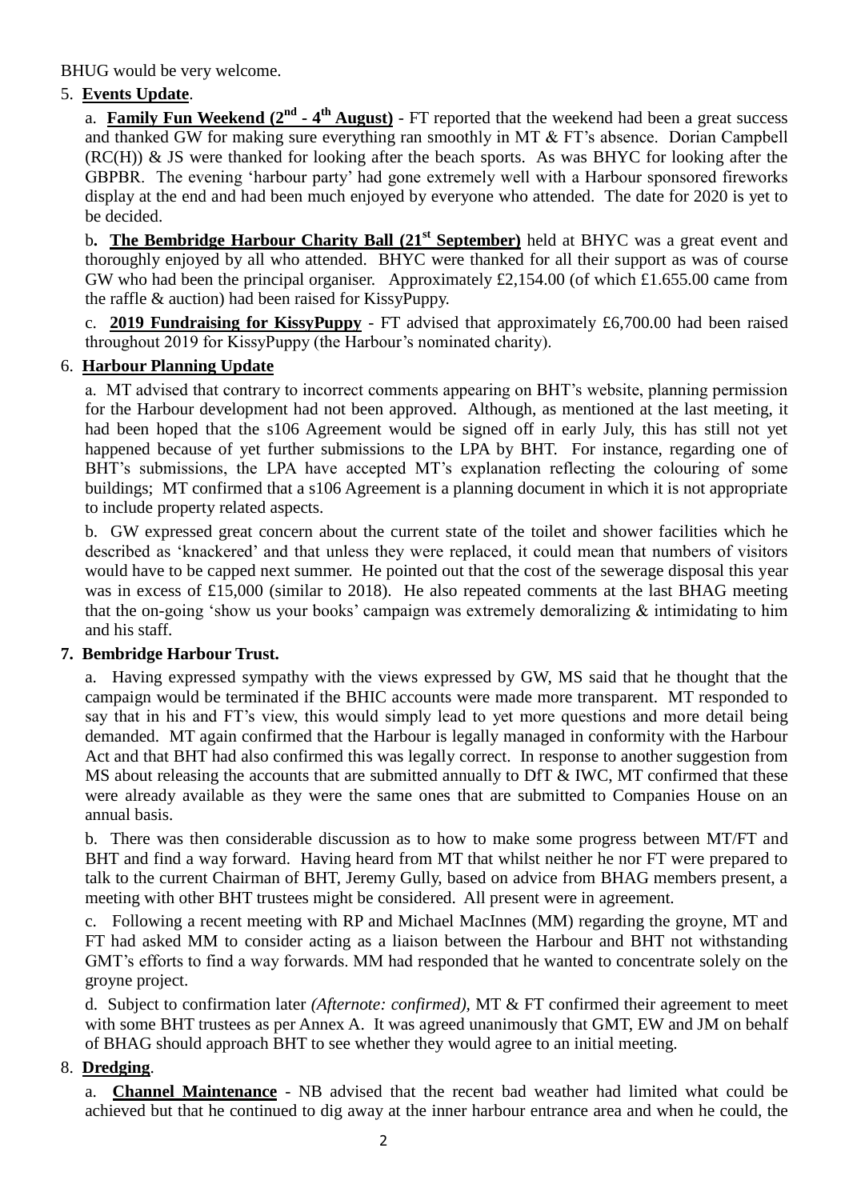BHUG would be very welcome.

5. **Events Update**.

a. **Family Fun Weekend (2nd - 4th August)** - FT reported that the weekend had been a great success and thanked GW for making sure everything ran smoothly in MT & FT's absence. Dorian Campbell (RC(H)) & JS were thanked for looking after the beach sports. As was BHYC for looking after the GBPBR. The evening 'harbour party' had gone extremely well with a Harbour sponsored fireworks display at the end and had been much enjoyed by everyone who attended. The date for 2020 is yet to be decided.

b. **The Bembridge Harbour Charity Ball (21st September)** held at BHYC was a great event and thoroughly enjoyed by all who attended. BHYC were thanked for all their support as was of course GW who had been the principal organiser. Approximately £2,154.00 (of which £1.655.00 came from the raffle & auction) had been raised for KissyPuppy.

c. **2019 Fundraising for KissyPuppy** - FT advised that approximately £6,700.00 had been raised throughout 2019 for KissyPuppy (the Harbour's nominated charity).

6. **Harbour Planning Update**

a. MT advised that contrary to incorrect comments appearing on BHT's website, planning permission for the Harbour development had not been approved. Although, as mentioned at the last meeting, it had been hoped that the s106 Agreement would be signed off in early July, this has still not yet happened because of yet further submissions to the LPA by BHT. For instance, regarding one of BHT's submissions, the LPA have accepted MT's explanation reflecting the colouring of some buildings; MT confirmed that a s106 Agreement is a planning document in which it is not appropriate to include property related aspects.

b. GW expressed great concern about the current state of the toilet and shower facilities which he described as 'knackered' and that unless they were replaced, it could mean that numbers of visitors would have to be capped next summer. He pointed out that the cost of the sewerage disposal this year was in excess of £15,000 (similar to 2018). He also repeated comments at the last BHAG meeting that the on-going 'show us your books' campaign was extremely demoralizing & intimidating to him and his staff.

7. **Bembridge Harbour Trust.**

a. Having expressed sympathy with the views expressed by GW, MS said that he thought that the campaign would be terminated if the BHIC accounts were made more transparent. MT responded to say that in his and FT's view, this would simply lead to yet more questions and more detail being demanded. MT again confirmed that the Harbour is legally managed in conformity with the Harbour Act and that BHT had also confirmed this was legally correct. In response to another suggestion from MS about releasing the accounts that are submitted annually to DfT & IWC, MT confirmed that these were already available as they were the same ones that are submitted to Companies House on an annual basis.

b. There was then considerable discussion as to how to make some progress between MT/FT and BHT and find a way forward. Having heard from MT that whilst neither he nor FT were prepared to talk to the current Chairman of BHT, Jeremy Gully, based on advice from BHAG members present, a meeting with other BHT trustees might be considered. All present were in agreement.

c. Following a recent meeting with RP and Michael MacInnes (MM) regarding the groyne, MT and FT had asked MM to consider acting as a liaison between the Harbour and BHT not withstanding GMT's efforts to find a way forwards. MM had responded that he wanted to concentrate solely on the groyne project.

d. Subject to confirmation later *(Afternote: confirmed)*, MT & FT confirmed their agreement to meet with some BHT trustees as per Annex A. It was agreed unanimously that GMT, EW and JM on behalf of BHAG should approach BHT to see whether they would agree to an initial meeting.

8. **Dredging**.

a. **Channel Maintenance** - NB advised that the recent bad weather had limited what could be achieved but that he continued to dig away at the inner harbour entrance area and when he could, the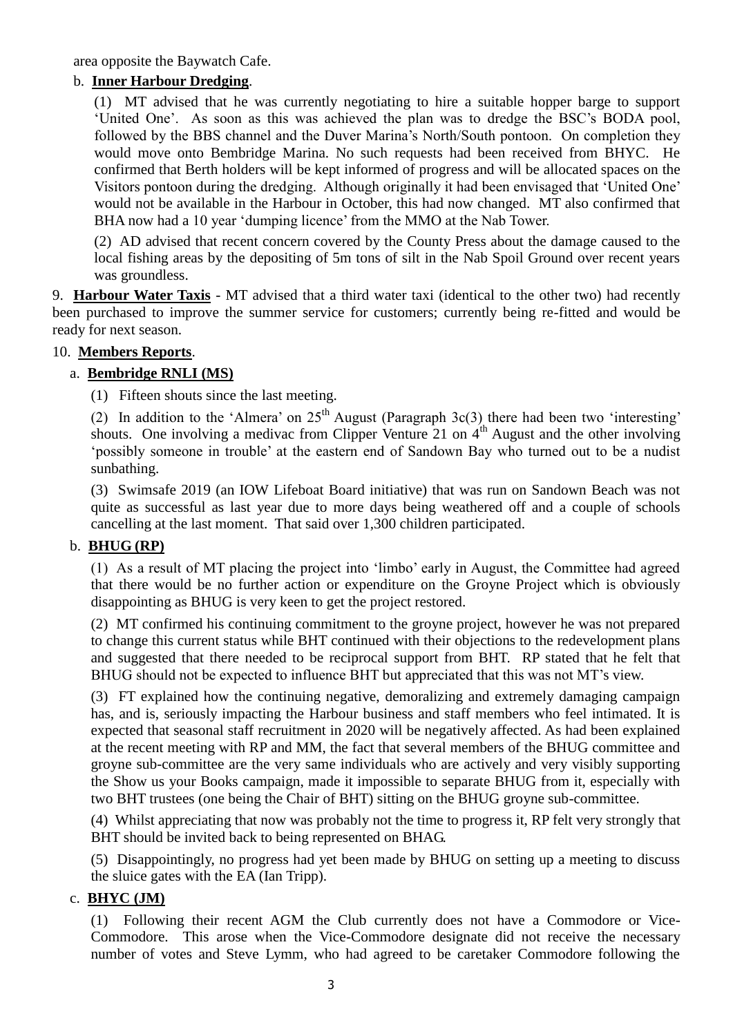area opposite the Baywatch Cafe.

b. **Inner Harbour Dredging**.

(1) MT advised that he was currently negotiating to hire a suitable hopper barge to support 'United One'. As soon as this was achieved the plan was to dredge the BSC's BODA pool, followed by the BBS channel and the Duver Marina's North/South pontoon. On completion they would move onto Bembridge Marina. No such requests had been received from BHYC. He confirmed that Berth holders will be kept informed of progress and will be allocated spaces on the Visitors pontoon during the dredging. Although originally it had been envisaged that 'United One' would not be available in the Harbour in October, this had now changed. MT also confirmed that BHA now had a 10 year 'dumping licence' from the MMO at the Nab Tower.

(2) AD advised that recent concern covered by the County Press about the damage caused to the local fishing areas by the depositing of 5m tons of silt in the Nab Spoil Ground over recent years was groundless.

9. **Harbour Water Taxis** - MT advised that a third water taxi (identical to the other two) had recently been purchased to improve the summer service for customers; currently being re-fitted and would be ready for next season.

10. **Members Reports**.

a. **Bembridge RNLI (MS)**

(1) Fifteen shouts since the last meeting.

(2) In addition to the 'Almera' on 25th August (Paragraph 3c(3) there had been two 'interesting' shouts. One involving a medivac from Clipper Venture 21 on 4th August and the other involving 'possibly someone in trouble' at the eastern end of Sandown Bay who turned out to be a nudist sunbathing.

(3) Swimsafe 2019 (an IOW Lifeboat Board initiative) that was run on Sandown Beach was not quite as successful as last year due to more days being weathered off and a couple of schools cancelling at the last moment. That said over 1,300 children participated.

b. **BHUG (RP)**

(1) As a result of MT placing the project into 'limbo' early in August, the Committee had agreed that there would be no further action or expenditure on the Groyne Project which is obviously disappointing as BHUG is very keen to get the project restored.

(2) MT confirmed his continuing commitment to the groyne project, however he was not prepared to change this current status while BHT continued with their objections to the redevelopment plans and suggested that there needed to be reciprocal support from BHT. RP stated that he felt that BHUG should not be expected to influence BHT but appreciated that this was not MT's view.

(3) FT explained how the continuing negative, demoralizing and extremely damaging campaign has, and is, seriously impacting the Harbour business and staff members who feel intimated. It is expected that seasonal staff recruitment in 2020 will be negatively affected. As had been explained at the recent meeting with RP and MM, the fact that several members of the BHUG committee and groyne sub-committee are the very same individuals who are actively and very visibly supporting the Show us your Books campaign, made it impossible to separate BHUG from it, especially with two BHT trustees (one being the Chair of BHT) sitting on the BHUG groyne sub-committee.

(4) Whilst appreciating that now was probably not the time to progress it, RP felt very strongly that BHT should be invited back to being represented on BHAG.

(5) Disappointingly, no progress had yet been made by BHUG on setting up a meeting to discuss the sluice gates with the EA (Ian Tripp).

c. **BHYC (JM)**

(1) Following their recent AGM the Club currently does not have a Commodore or Vice-Commodore. This arose when the Vice-Commodore designate did not receive the necessary number of votes and Steve Lymm, who had agreed to be caretaker Commodore following the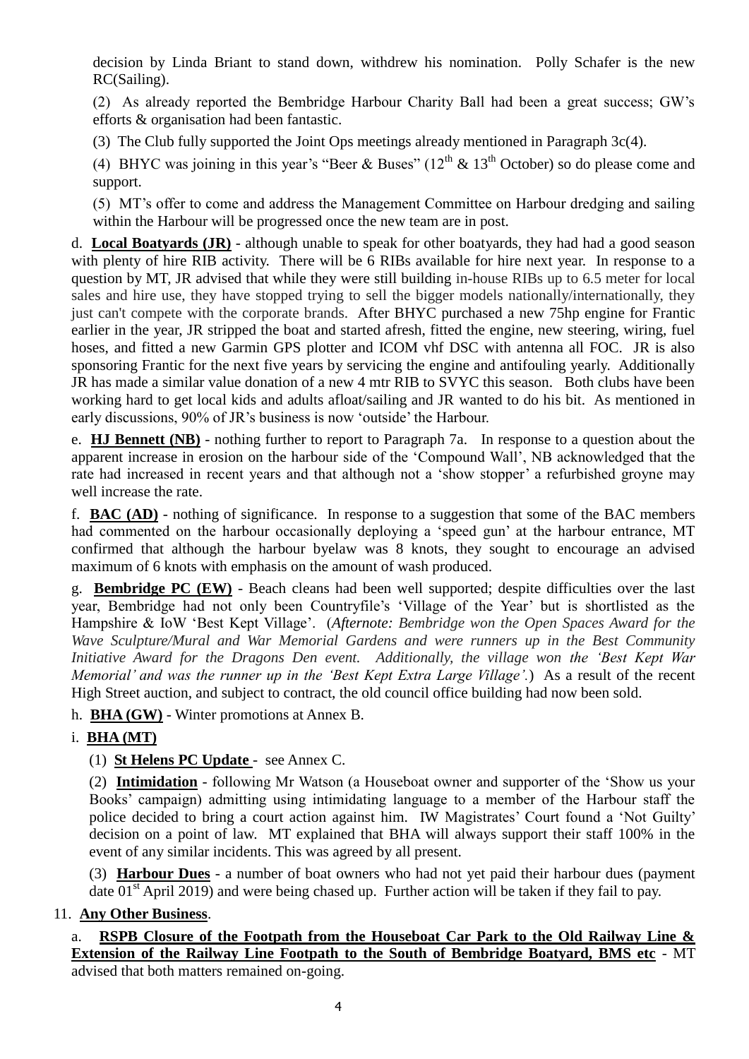decision by Linda Briant to stand down, withdrew his nomination. Polly Schafer is the new RC(Sailing).

(2) As already reported the Bembridge Harbour Charity Ball had been a great success; GW's efforts & organisation had been fantastic.

(3) The Club fully supported the Joint Ops meetings already mentioned in Paragraph 3c(4).

(4) BHYC was joining in this year's "Beer & Buses" ($12^{th}$ & $13^{th}$ October) so do please come and support.

(5) MT's offer to come and address the Management Committee on Harbour dredging and sailing within the Harbour will be progressed once the new team are in post.

d. **Local Boatyards (JR)** - although unable to speak for other boatyards, they had had a good season with plenty of hire RIB activity. There will be 6 RIBs available for hire next year. In response to a question by MT, JR advised that while they were still building in-house RIBs up to 6.5 meter for local sales and hire use, they have stopped trying to sell the bigger models nationally/internationally, they just can't compete with the corporate brands. After BHYC purchased a new 75hp engine for Frantic earlier in the year, JR stripped the boat and started afresh, fitted the engine, new steering, wiring, fuel hoses, and fitted a new Garmin GPS plotter and ICOM vhf DSC with antenna all FOC. JR is also sponsoring Frantic for the next five years by servicing the engine and antifouling yearly. Additionally JR has made a similar value donation of a new 4 mtr RIB to SVYC this season. Both clubs have been working hard to get local kids and adults afloat/sailing and JR wanted to do his bit. As mentioned in early discussions, 90% of JR's business is now 'outside' the Harbour.

e. **HJ Bennett (NB)** - nothing further to report to Paragraph 7a. In response to a question about the apparent increase in erosion on the harbour side of the 'Compound Wall', NB acknowledged that the rate had increased in recent years and that although not a 'show stopper' a refurbished groyne may well increase the rate.

f. **BAC (AD)** - nothing of significance. In response to a suggestion that some of the BAC members had commented on the harbour occasionally deploying a 'speed gun' at the harbour entrance, MT confirmed that although the harbour byelaw was 8 knots, they sought to encourage an advised maximum of 6 knots with emphasis on the amount of wash produced.

g. **Bembridge PC (EW)** - Beach cleans had been well supported; despite difficulties over the last year, Bembridge had not only been Countryfile's 'Village of the Year' but is shortlisted as the Hampshire & IoW 'Best Kept Village'. (*Afternote: Bembridge won the Open Spaces Award for the Wave Sculpture/Mural and War Memorial Gardens and were runners up in the Best Community Initiative Award for the Dragons Den event. Additionally, the village won the 'Best Kept War Memorial' and was the runner up in the 'Best Kept Extra Large Village'.*) As a result of the recent High Street auction, and subject to contract, the old council office building had now been sold.

h. **BHA (GW)** - Winter promotions at Annex B.

i. **BHA (MT)**

(1) **St Helens PC Update** - see Annex C.

(2) **Intimidation** - following Mr Watson (a Houseboat owner and supporter of the 'Show us your Books' campaign) admitting using intimidating language to a member of the Harbour staff the police decided to bring a court action against him. IW Magistrates' Court found a 'Not Guilty' decision on a point of law. MT explained that BHA will always support their staff 100% in the event of any similar incidents. This was agreed by all present.

(3) **Harbour Dues** - a number of boat owners who had not yet paid their harbour dues (payment date $01^{st}$ April 2019) and were being chased up. Further action will be taken if they fail to pay.

11. **Any Other Business**.

a. **RSPB Closure of the Footpath from the Houseboat Car Park to the Old Railway Line & Extension of the Railway Line Footpath to the South of Bembridge Boatyard, BMS etc** - MT advised that both matters remained on-going.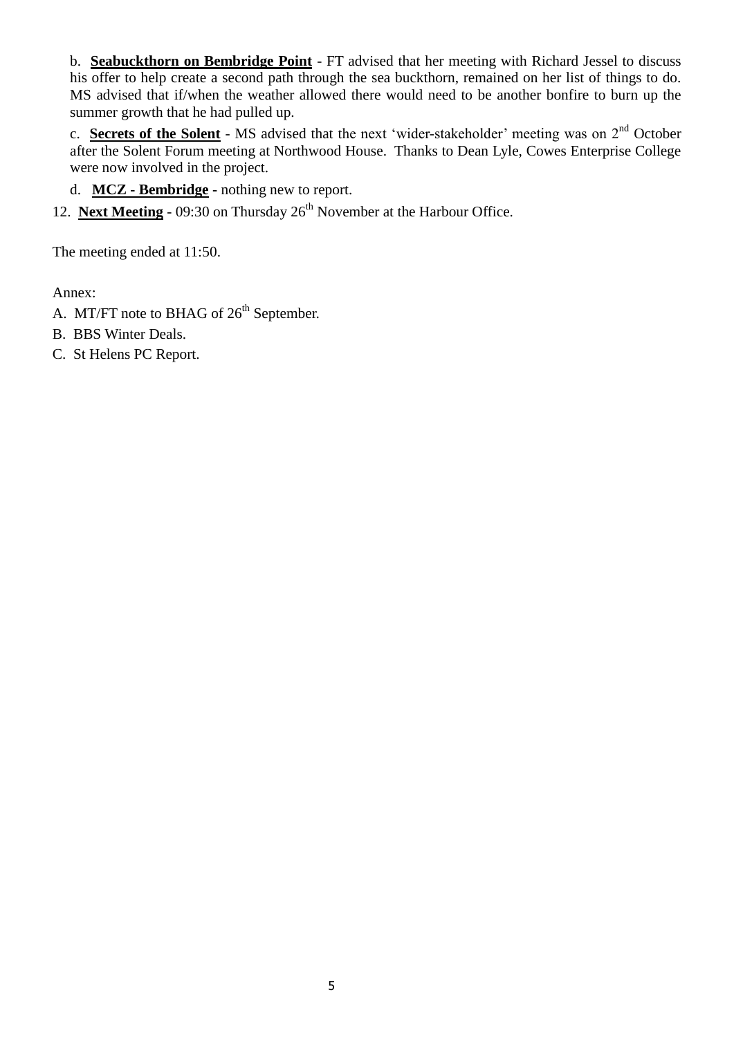b. **Seabuckthorn on Bembridge Point** - FT advised that her meeting with Richard Jessel to discuss his offer to help create a second path through the sea buckthorn, remained on her list of things to do. MS advised that if/when the weather allowed there would need to be another bonfire to burn up the summer growth that he had pulled up.

c. **Secrets of the Solent** - MS advised that the next 'wider-stakeholder' meeting was on 2nd October after the Solent Forum meeting at Northwood House. Thanks to Dean Lyle, Cowes Enterprise College were now involved in the project.

d. **MCZ - Bembridge** - nothing new to report.

12. **Next Meeting** - 09:30 on Thursday 26th November at the Harbour Office.

The meeting ended at 11:50.

Annex:

A. MT/FT note to BHAG of 26th September.

B. BBS Winter Deals.

C. St Helens PC Report.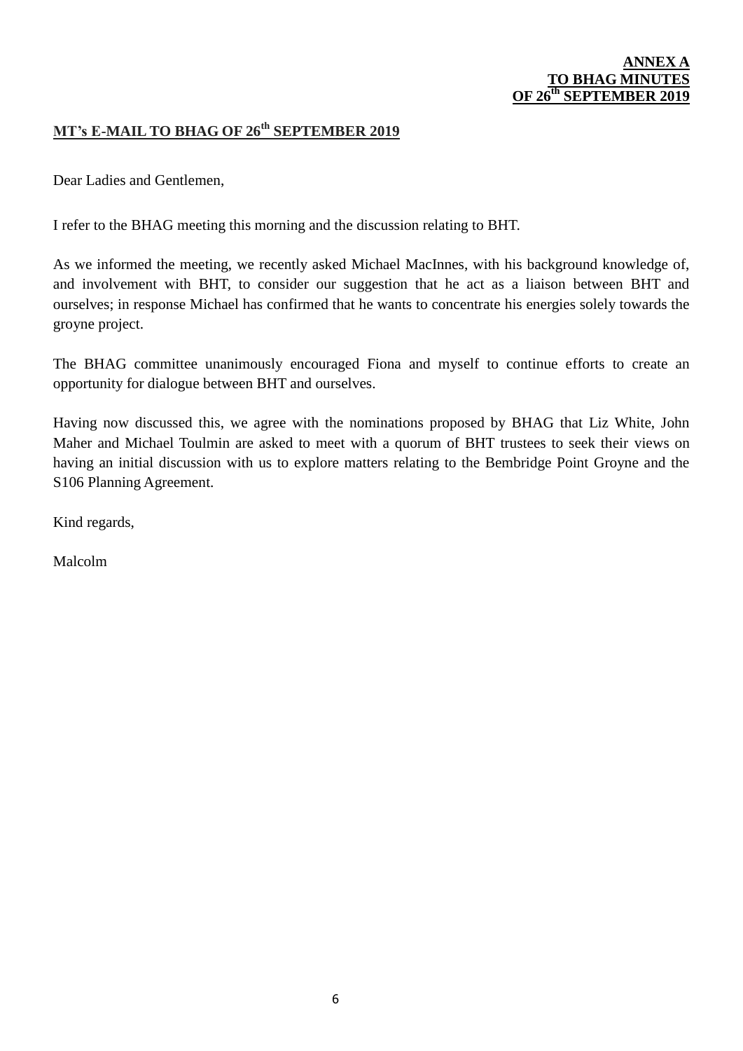**ANNEX A**
**TO BHAG MINUTES**
**OF 26th SEPTEMBER 2019**

## MT's E-MAIL TO BHAG OF 26th SEPTEMBER 2019

Dear Ladies and Gentlemen,

I refer to the BHAG meeting this morning and the discussion relating to BHT.

As we informed the meeting, we recently asked Michael MacInnes, with his background knowledge of, and involvement with BHT, to consider our suggestion that he act as a liaison between BHT and ourselves; in response Michael has confirmed that he wants to concentrate his energies solely towards the groyne project.

The BHAG committee unanimously encouraged Fiona and myself to continue efforts to create an opportunity for dialogue between BHT and ourselves.

Having now discussed this, we agree with the nominations proposed by BHAG that Liz White, John Maher and Michael Toulmin are asked to meet with a quorum of BHT trustees to seek their views on having an initial discussion with us to explore matters relating to the Bembridge Point Groyne and the S106 Planning Agreement.

Kind regards,

Malcolm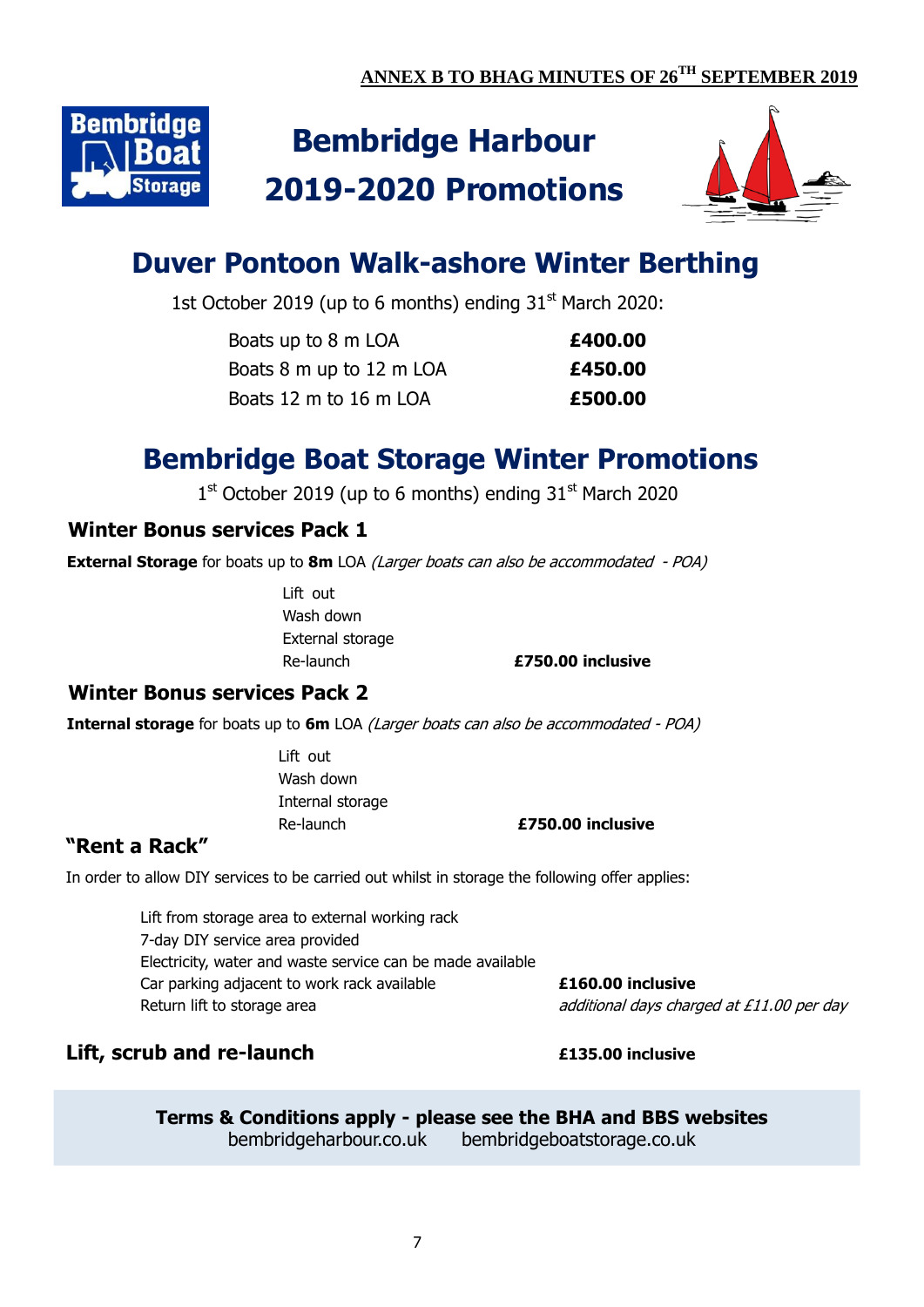**ANNEX B TO BHAG MINUTES OF 26TH SEPTEMBER 2019**

# Bembridge Harbour 2019-2020 Promotions

## Duver Pontoon Walk-ashore Winter Berthing

1st October 2019 (up to 6 months) ending 31st March 2020:

| | |
|---|---|
| Boats up to 8 m LOA | **£400.00** |
| Boats 8 m up to 12 m LOA | **£450.00** |
| Boats 12 m to 16 m LOA | **£500.00** |

## Bembridge Boat Storage Winter Promotions

1st October 2019 (up to 6 months) ending 31st March 2020

### Winter Bonus services Pack 1

**External Storage** for boats up to **8m** LOA *(Larger boats can also be accommodated - POA)*

Lift out
Wash down
External storage
Re-launch **£750.00 inclusive**

### Winter Bonus services Pack 2

**Internal storage** for boats up to **6m** LOA *(Larger boats can also be accommodated - POA)*

Lift out
Wash down
Internal storage
Re-launch **£750.00 inclusive**

### "Rent a Rack"

In order to allow DIY services to be carried out whilst in storage the following offer applies:

Lift from storage area to external working rack
7-day DIY service area provided
Electricity, water and waste service can be made available
Car parking adjacent to work rack available **£160.00 inclusive**
Return lift to storage area *additional days charged at £11.00 per day*

### Lift, scrub and re-launch **£135.00 inclusive**

**Terms & Conditions apply - please see the BHA and BBS websites**
bembridgeharbour.co.uk bembridgeboatstorage.co.uk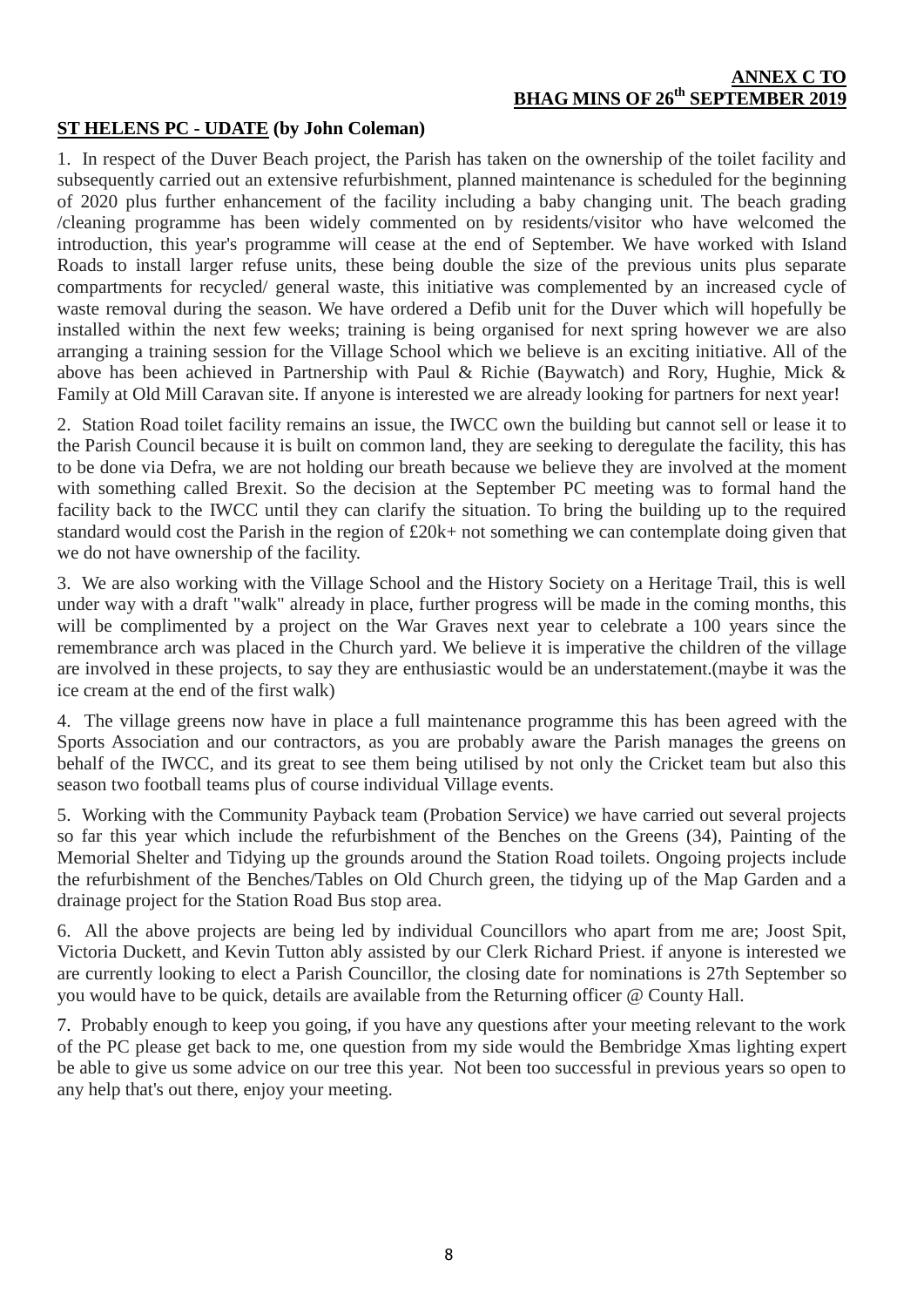**ANNEX C TO**
**BHAG MINS OF 26th SEPTEMBER 2019**

**ST HELENS PC - UDATE (by John Coleman)**

1. In respect of the Duver Beach project, the Parish has taken on the ownership of the toilet facility and subsequently carried out an extensive refurbishment, planned maintenance is scheduled for the beginning of 2020 plus further enhancement of the facility including a baby changing unit. The beach grading /cleaning programme has been widely commented on by residents/visitor who have welcomed the introduction, this year's programme will cease at the end of September. We have worked with Island Roads to install larger refuse units, these being double the size of the previous units plus separate compartments for recycled/ general waste, this initiative was complemented by an increased cycle of waste removal during the season. We have ordered a Defib unit for the Duver which will hopefully be installed within the next few weeks; training is being organised for next spring however we are also arranging a training session for the Village School which we believe is an exciting initiative. All of the above has been achieved in Partnership with Paul & Richie (Baywatch) and Rory, Hughie, Mick & Family at Old Mill Caravan site. If anyone is interested we are already looking for partners for next year!

2. Station Road toilet facility remains an issue, the IWCC own the building but cannot sell or lease it to the Parish Council because it is built on common land, they are seeking to deregulate the facility, this has to be done via Defra, we are not holding our breath because we believe they are involved at the moment with something called Brexit. So the decision at the September PC meeting was to formal hand the facility back to the IWCC until they can clarify the situation. To bring the building up to the required standard would cost the Parish in the region of £20k+ not something we can contemplate doing given that we do not have ownership of the facility.

3. We are also working with the Village School and the History Society on a Heritage Trail, this is well under way with a draft "walk" already in place, further progress will be made in the coming months, this will be complimented by a project on the War Graves next year to celebrate a 100 years since the remembrance arch was placed in the Church yard. We believe it is imperative the children of the village are involved in these projects, to say they are enthusiastic would be an understatement.(maybe it was the ice cream at the end of the first walk)

4. The village greens now have in place a full maintenance programme this has been agreed with the Sports Association and our contractors, as you are probably aware the Parish manages the greens on behalf of the IWCC, and its great to see them being utilised by not only the Cricket team but also this season two football teams plus of course individual Village events.

5. Working with the Community Payback team (Probation Service) we have carried out several projects so far this year which include the refurbishment of the Benches on the Greens (34), Painting of the Memorial Shelter and Tidying up the grounds around the Station Road toilets. Ongoing projects include the refurbishment of the Benches/Tables on Old Church green, the tidying up of the Map Garden and a drainage project for the Station Road Bus stop area.

6. All the above projects are being led by individual Councillors who apart from me are; Joost Spit, Victoria Duckett, and Kevin Tutton ably assisted by our Clerk Richard Priest. if anyone is interested we are currently looking to elect a Parish Councillor, the closing date for nominations is 27th September so you would have to be quick, details are available from the Returning officer @ County Hall.

7. Probably enough to keep you going, if you have any questions after your meeting relevant to the work of the PC please get back to me, one question from my side would the Bembridge Xmas lighting expert be able to give us some advice on our tree this year. Not been too successful in previous years so open to any help that's out there, enjoy your meeting.